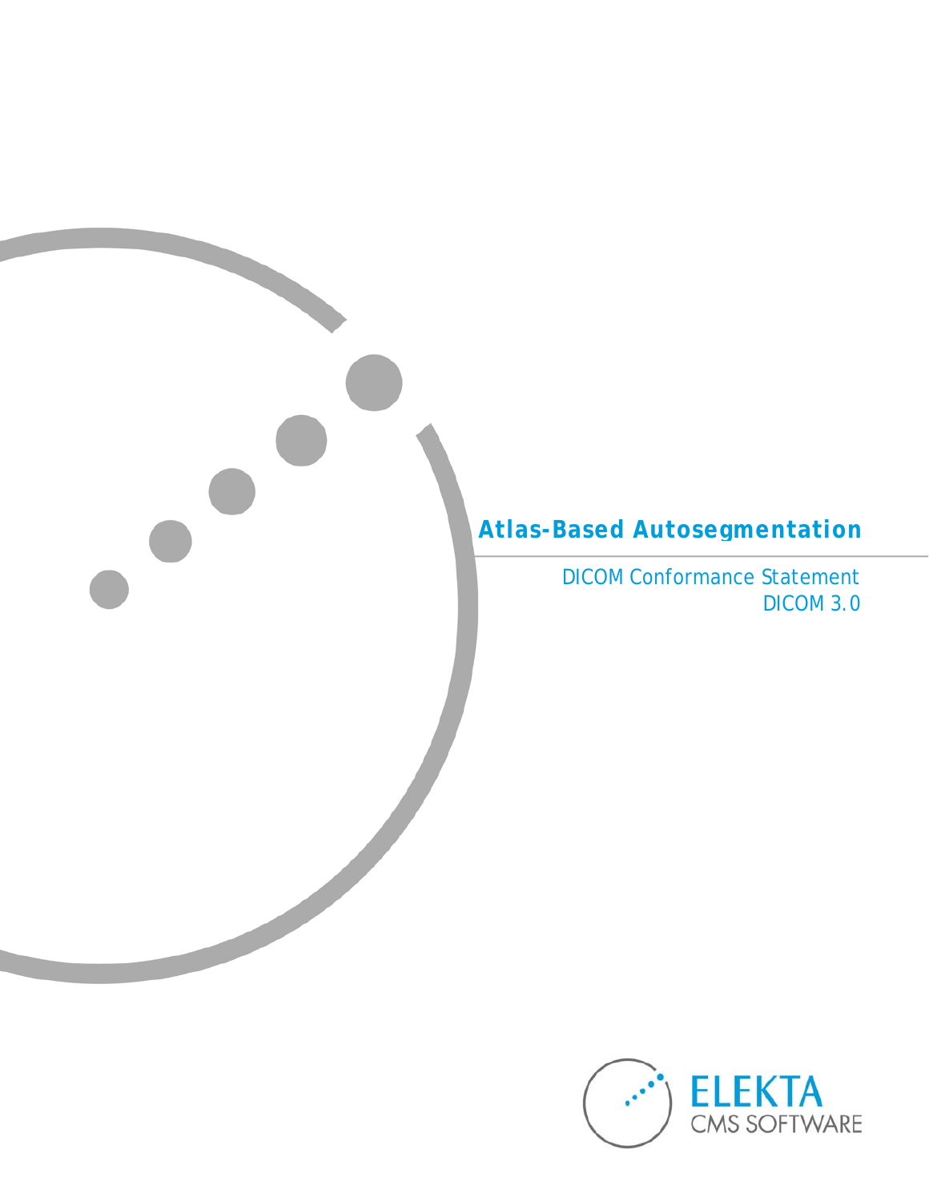# Atlas-Based Autosegmentation

DICOM Conformance Statement

DICOM 3.0

ELEKTA

CMS SOFTWARE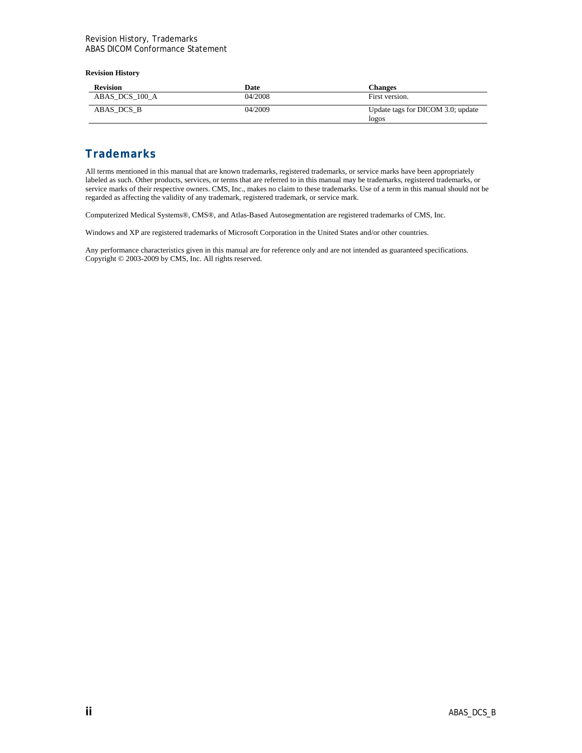**Revision History**

| Revision | Date | Changes |
| --- | --- | --- |
| ABAS_DCS_100_A | 04/2008 | First version. |
| ABAS_DCS_B | 04/2009 | Update tags for DICOM 3.0; update logos |

## Trademarks

All terms mentioned in this manual that are known trademarks, registered trademarks, or service marks have been appropriately labeled as such. Other products, services, or terms that are referred to in this manual may be trademarks, registered trademarks, or service marks of their respective owners. CMS, Inc., makes no claim to these trademarks. Use of a term in this manual should not be regarded as affecting the validity of any trademark, registered trademark, or service mark.

Computerized Medical Systems®, CMS®, and Atlas-Based Autosegmentation are registered trademarks of CMS, Inc.

Windows and XP are registered trademarks of Microsoft Corporation in the United States and/or other countries.

Any performance characteristics given in this manual are for reference only and are not intended as guaranteed specifications.
Copyright © 2003-2009 by CMS, Inc. All rights reserved.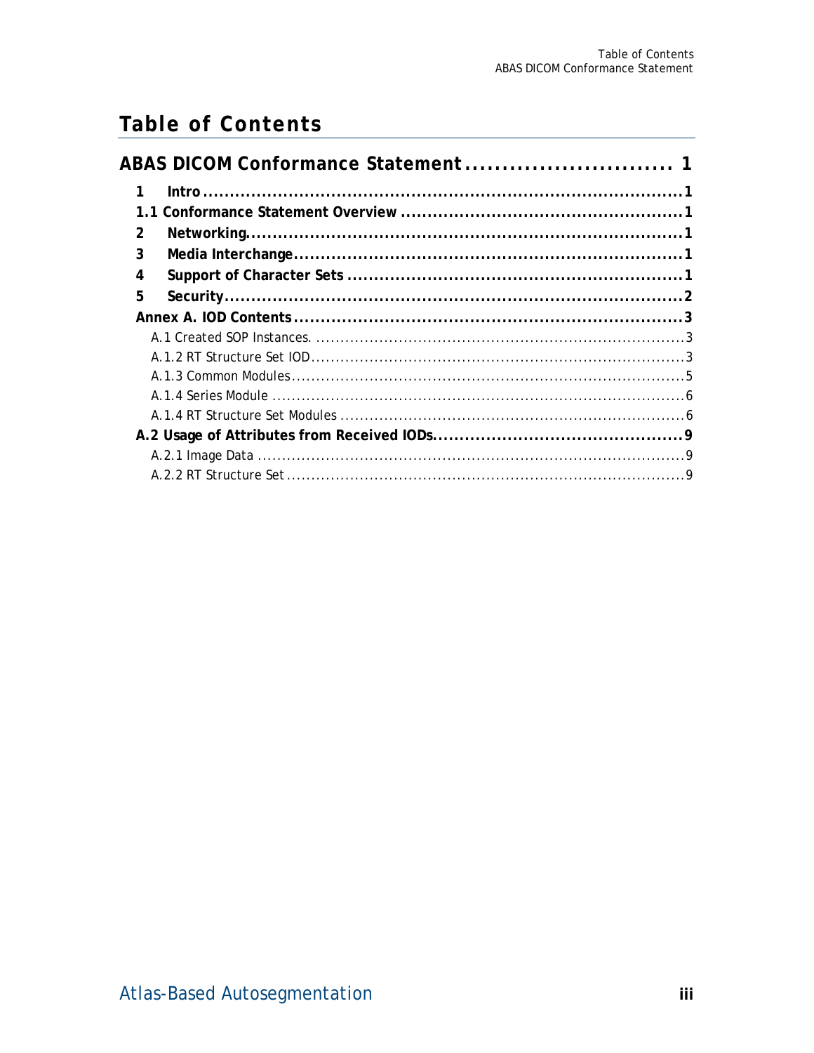# Table of Contents

**ABAS DICOM Conformance Statement ............................ 1**

- **1 Intro ............................................................ 1**
- **1.1 Conformance Statement Overview ................................ 1**
- **2 Networking ....................................................... 1**
- **3 Media Interchange ................................................ 1**
- **4 Support of Character Sets ........................................ 1**
- **5 Security ......................................................... 2**
- **Annex A. IOD Contents ............................................. 3**
  - A.1 Created SOP Instances. ........................................ 3
  - A.1.2 RT Structure Set IOD ......................................... 3
  - A.1.3 Common Modules ............................................... 5
  - A.1.4 Series Module ................................................ 6
  - A.1.4 RT Structure Set Modules ..................................... 6
- **A.2 Usage of Attributes from Received IODs ......................... 9**
  - A.2.1 Image Data ................................................... 9
  - A.2.2 RT Structure Set ............................................. 9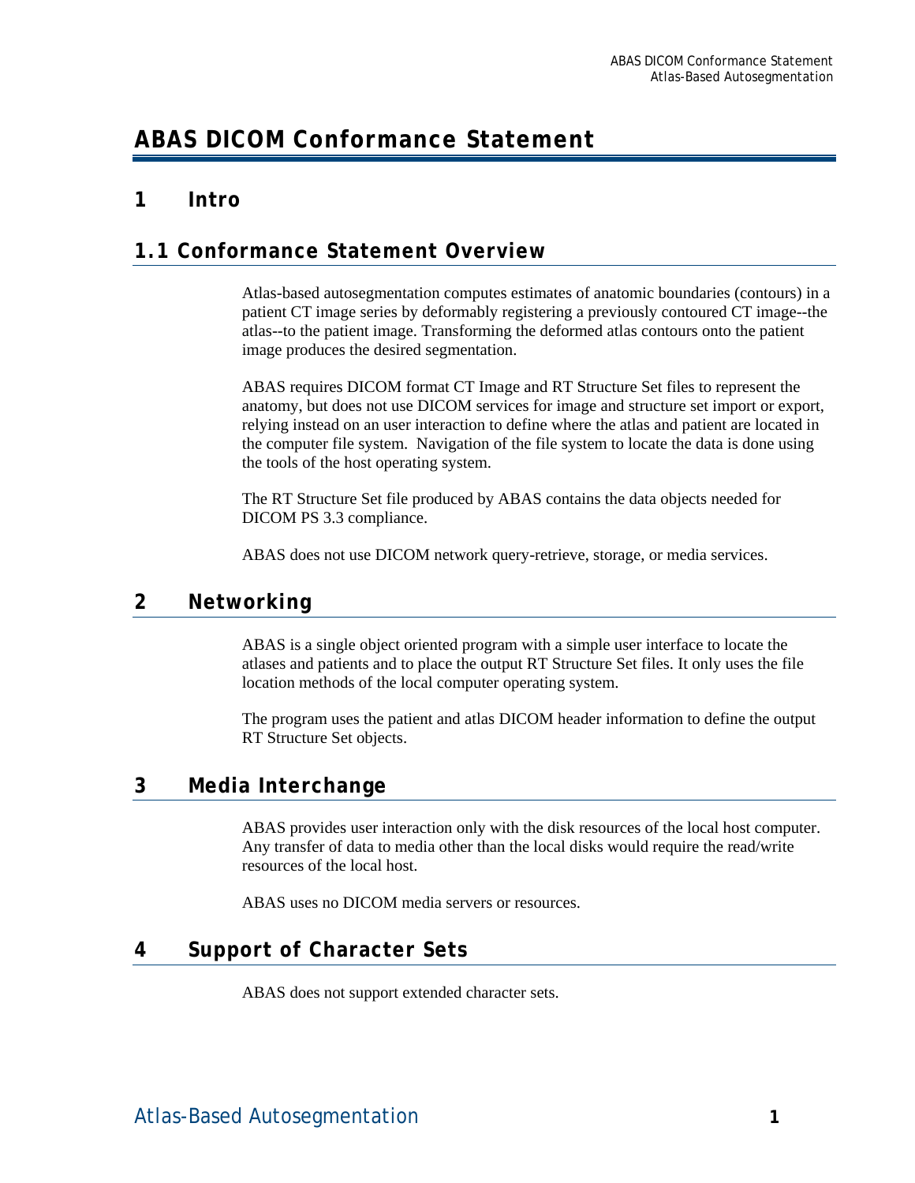# ABAS DICOM Conformance Statement

## 1 Intro

## 1.1 Conformance Statement Overview

Atlas-based autosegmentation computes estimates of anatomic boundaries (contours) in a patient CT image series by deformably registering a previously contoured CT image--the atlas--to the patient image. Transforming the deformed atlas contours onto the patient image produces the desired segmentation.

ABAS requires DICOM format CT Image and RT Structure Set files to represent the anatomy, but does not use DICOM services for image and structure set import or export, relying instead on an user interaction to define where the atlas and patient are located in the computer file system. Navigation of the file system to locate the data is done using the tools of the host operating system.

The RT Structure Set file produced by ABAS contains the data objects needed for DICOM PS 3.3 compliance.

ABAS does not use DICOM network query-retrieve, storage, or media services.

## 2 Networking

ABAS is a single object oriented program with a simple user interface to locate the atlases and patients and to place the output RT Structure Set files. It only uses the file location methods of the local computer operating system.

The program uses the patient and atlas DICOM header information to define the output RT Structure Set objects.

## 3 Media Interchange

ABAS provides user interaction only with the disk resources of the local host computer. Any transfer of data to media other than the local disks would require the read/write resources of the local host.

ABAS uses no DICOM media servers or resources.

## 4 Support of Character Sets

ABAS does not support extended character sets.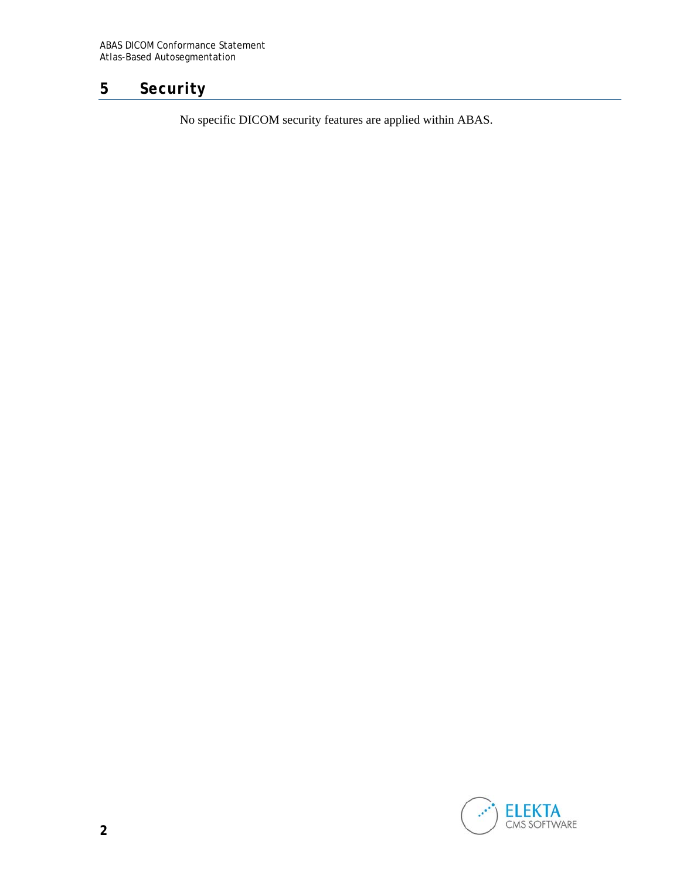# 5 Security

No specific DICOM security features are applied within ABAS.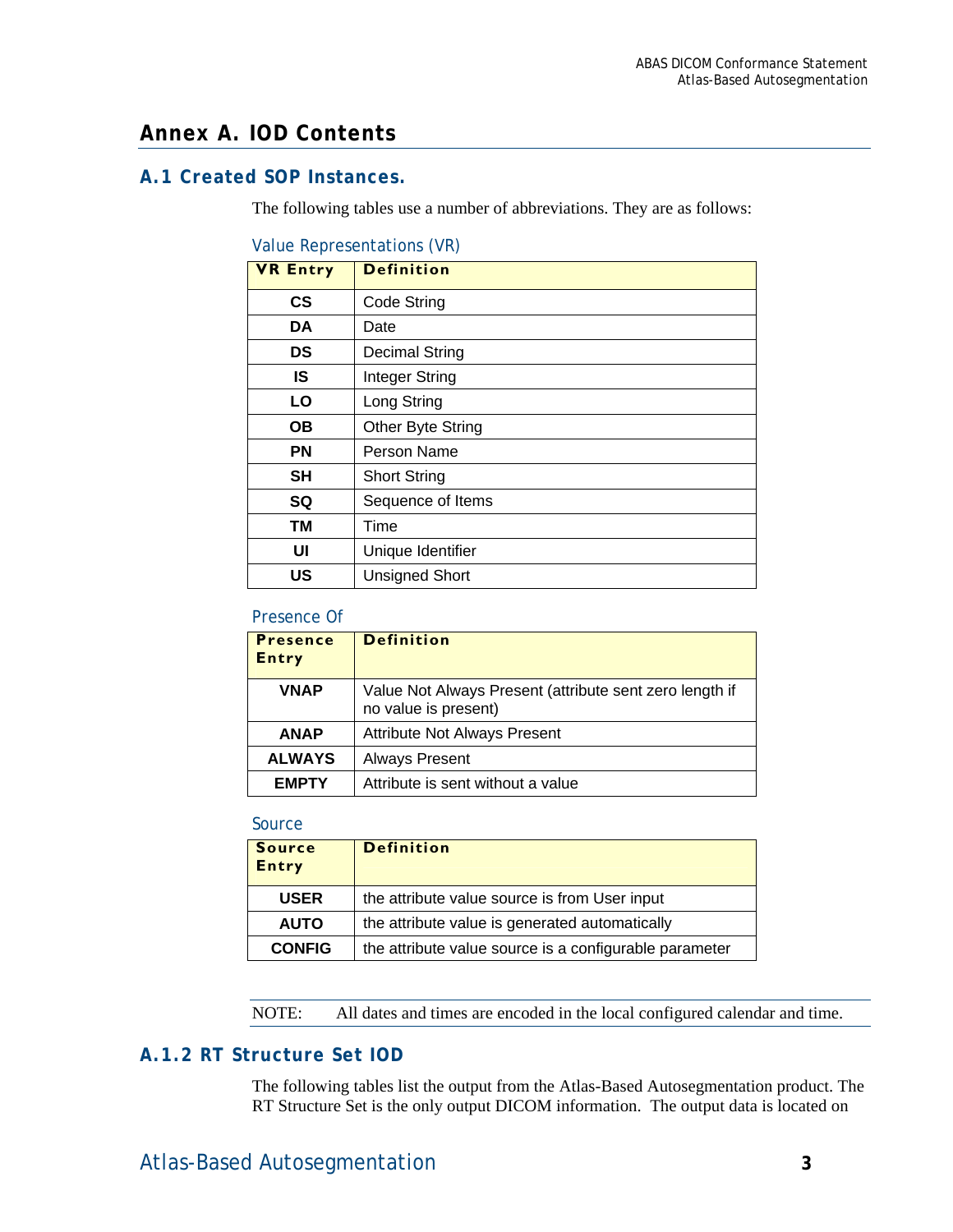# Annex A. IOD Contents

## A.1 Created SOP Instances.

The following tables use a number of abbreviations. They are as follows:

### Value Representations (VR)

| VR Entry | Definition |
|---|---|
| **CS** | Code String |
| **DA** | Date |
| **DS** | Decimal String |
| **IS** | Integer String |
| **LO** | Long String |
| **OB** | Other Byte String |
| **PN** | Person Name |
| **SH** | Short String |
| **SQ** | Sequence of Items |
| **TM** | Time |
| **UI** | Unique Identifier |
| **US** | Unsigned Short |

### Presence Of

| Presence Entry | Definition |
|---|---|
| **VNAP** | Value Not Always Present (attribute sent zero length if no value is present) |
| **ANAP** | Attribute Not Always Present |
| **ALWAYS** | Always Present |
| **EMPTY** | Attribute is sent without a value |

### Source

| Source Entry | Definition |
|---|---|
| **USER** | the attribute value source is from User input |
| **AUTO** | the attribute value is generated automatically |
| **CONFIG** | the attribute value source is a configurable parameter |

NOTE: All dates and times are encoded in the local configured calendar and time.

## A.1.2 RT Structure Set IOD

The following tables list the output from the Atlas-Based Autosegmentation product. The RT Structure Set is the only output DICOM information. The output data is located on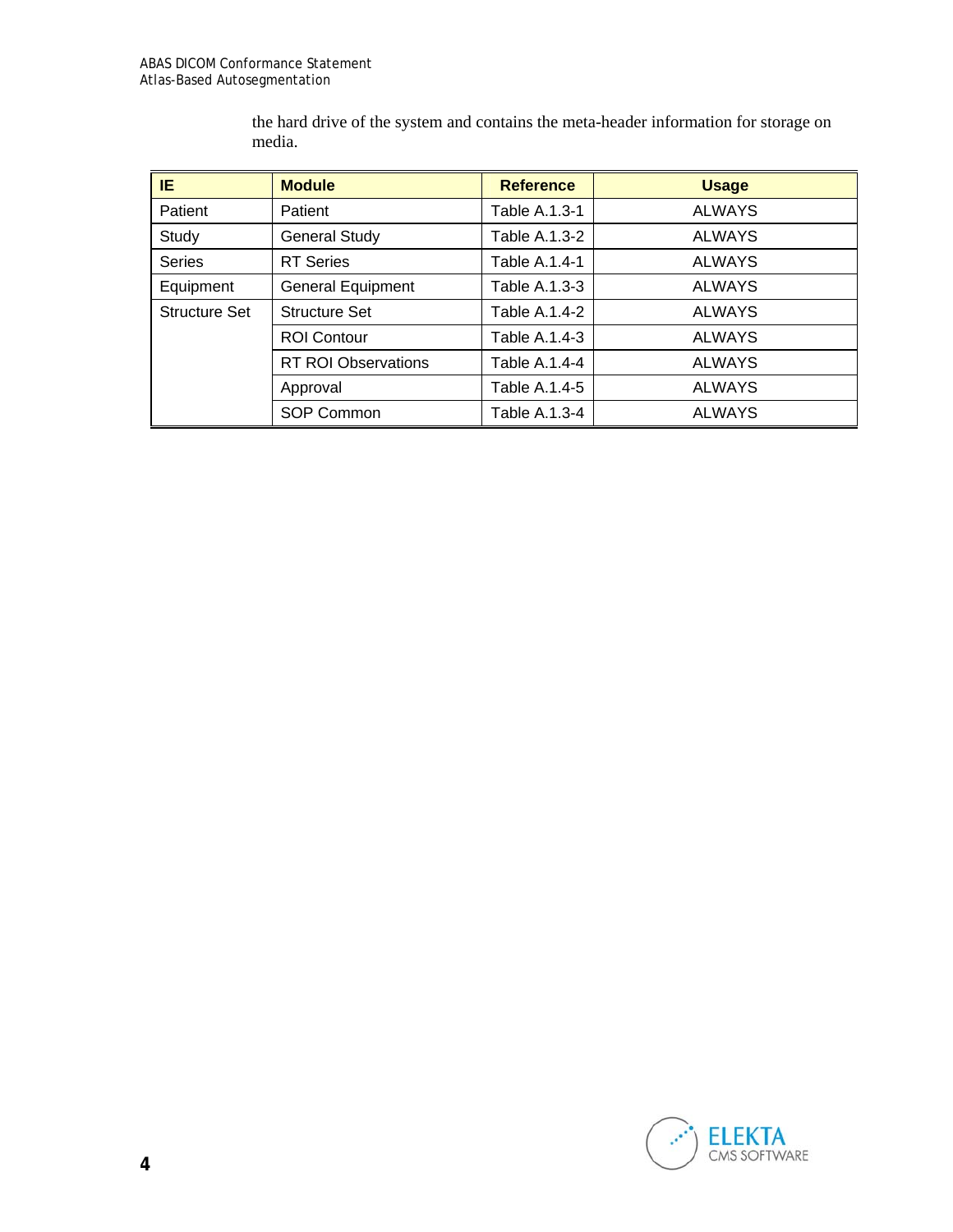the hard drive of the system and contains the meta-header information for storage on media.

| IE | Module | Reference | Usage |
|---|---|---|---|
| Patient | Patient | Table A.1.3-1 | ALWAYS |
| Study | General Study | Table A.1.3-2 | ALWAYS |
| Series | RT Series | Table A.1.4-1 | ALWAYS |
| Equipment | General Equipment | Table A.1.3-3 | ALWAYS |
| Structure Set | Structure Set | Table A.1.4-2 | ALWAYS |
| | ROI Contour | Table A.1.4-3 | ALWAYS |
| | RT ROI Observations | Table A.1.4-4 | ALWAYS |
| | Approval | Table A.1.4-5 | ALWAYS |
| | SOP Common | Table A.1.3-4 | ALWAYS |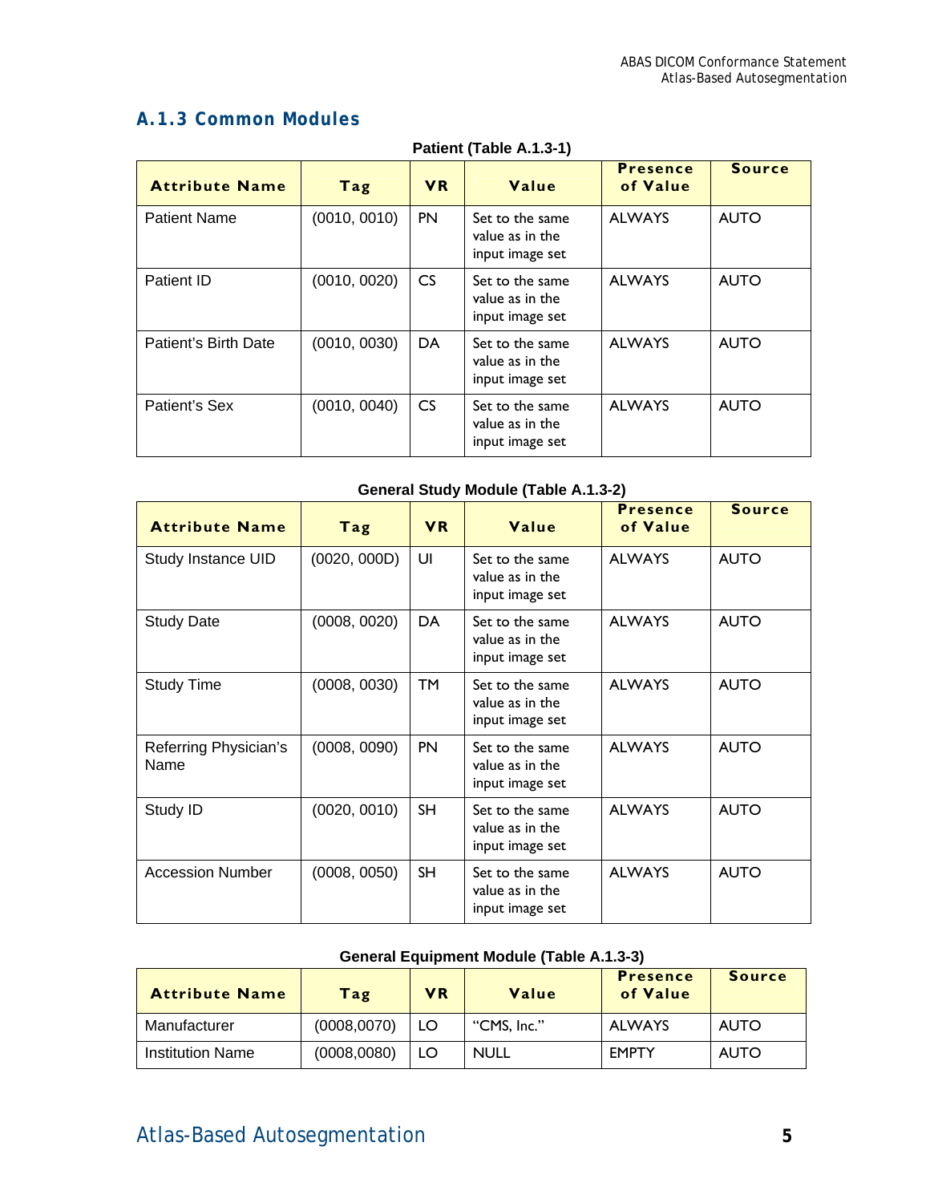### A.1.3 Common Modules

**Patient (Table A.1.3-1)**

| Attribute Name | Tag | VR | Value | Presence of Value | Source |
|---|---|---|---|---|---|
| Patient Name | (0010, 0010) | PN | Set to the same value as in the input image set | ALWAYS | AUTO |
| Patient ID | (0010, 0020) | CS | Set to the same value as in the input image set | ALWAYS | AUTO |
| Patient's Birth Date | (0010, 0030) | DA | Set to the same value as in the input image set | ALWAYS | AUTO |
| Patient's Sex | (0010, 0040) | CS | Set to the same value as in the input image set | ALWAYS | AUTO |

**General Study Module (Table A.1.3-2)**

| Attribute Name | Tag | VR | Value | Presence of Value | Source |
|---|---|---|---|---|---|
| Study Instance UID | (0020, 000D) | UI | Set to the same value as in the input image set | ALWAYS | AUTO |
| Study Date | (0008, 0020) | DA | Set to the same value as in the input image set | ALWAYS | AUTO |
| Study Time | (0008, 0030) | TM | Set to the same value as in the input image set | ALWAYS | AUTO |
| Referring Physician's Name | (0008, 0090) | PN | Set to the same value as in the input image set | ALWAYS | AUTO |
| Study ID | (0020, 0010) | SH | Set to the same value as in the input image set | ALWAYS | AUTO |
| Accession Number | (0008, 0050) | SH | Set to the same value as in the input image set | ALWAYS | AUTO |

**General Equipment Module (Table A.1.3-3)**

| Attribute Name | Tag | VR | Value | Presence of Value | Source |
|---|---|---|---|---|---|
| Manufacturer | (0008,0070) | LO | "CMS, Inc." | ALWAYS | AUTO |
| Institution Name | (0008,0080) | LO | NULL | EMPTY | AUTO |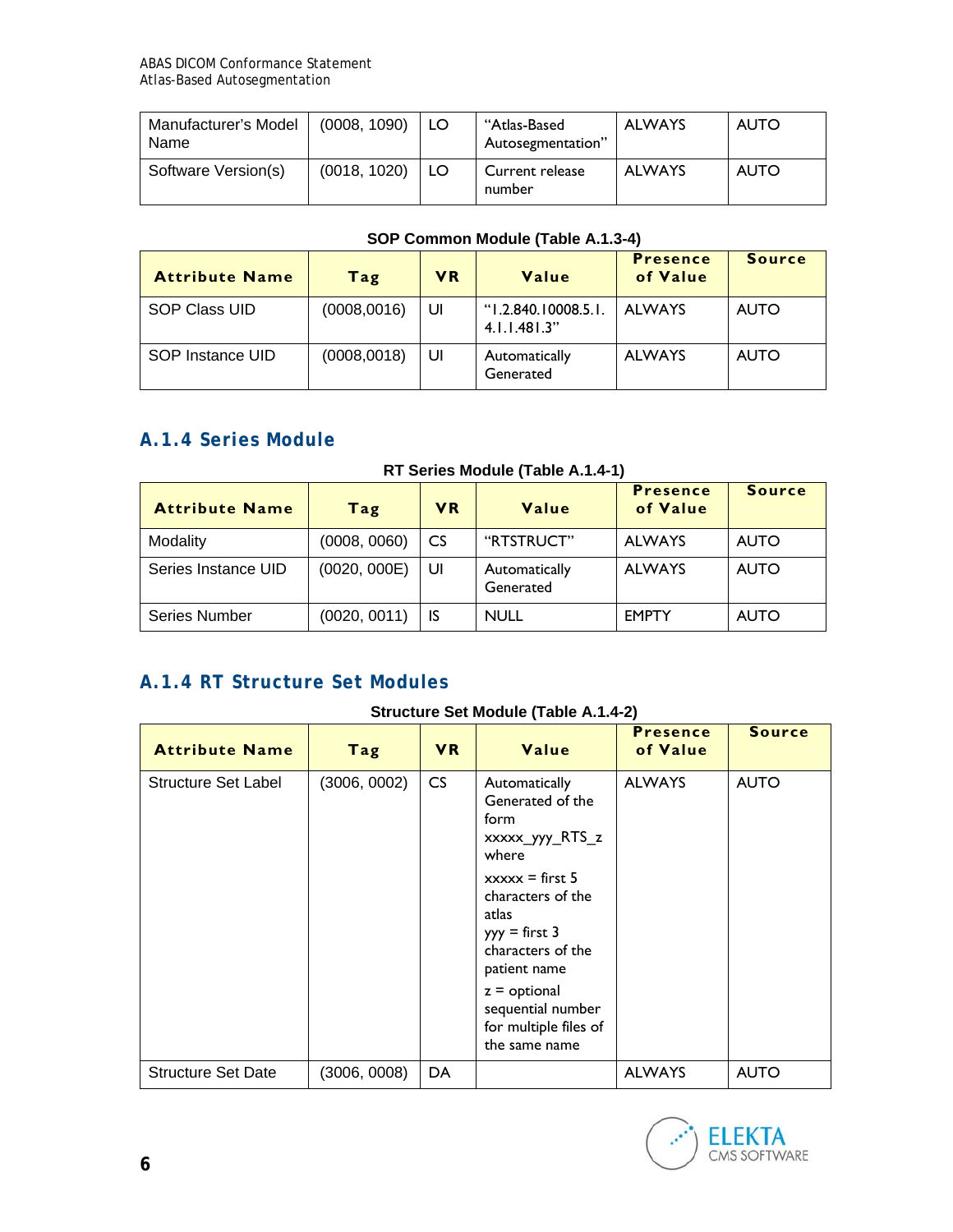| Manufacturer's Model Name | (0008, 1090) | LO | "Atlas-Based Autosegmentation" | ALWAYS | AUTO |
|---|---|---|---|---|---|
| Software Version(s) | (0018, 1020) | LO | Current release number | ALWAYS | AUTO |

**SOP Common Module (Table A.1.3-4)**

| Attribute Name | Tag | VR | Value | Presence of Value | Source |
|---|---|---|---|---|---|
| SOP Class UID | (0008,0016) | UI | "1.2.840.10008.5.1.4.1.1.481.3" | ALWAYS | AUTO |
| SOP Instance UID | (0008,0018) | UI | Automatically Generated | ALWAYS | AUTO |

## A.1.4 Series Module

**RT Series Module (Table A.1.4-1)**

| Attribute Name | Tag | VR | Value | Presence of Value | Source |
|---|---|---|---|---|---|
| Modality | (0008, 0060) | CS | "RTSTRUCT" | ALWAYS | AUTO |
| Series Instance UID | (0020, 000E) | UI | Automatically Generated | ALWAYS | AUTO |
| Series Number | (0020, 0011) | IS | NULL | EMPTY | AUTO |

## A.1.4 RT Structure Set Modules

**Structure Set Module (Table A.1.4-2)**

| Attribute Name | Tag | VR | Value | Presence of Value | Source |
|---|---|---|---|---|---|
| Structure Set Label | (3006, 0002) | CS | Automatically Generated of the form xxxxx_yyy_RTS_z where<br>xxxxx = first 5 characters of the atlas<br>yyy = first 3 characters of the patient name<br>z = optional sequential number for multiple files of the same name | ALWAYS | AUTO |
| Structure Set Date | (3006, 0008) | DA | | ALWAYS | AUTO |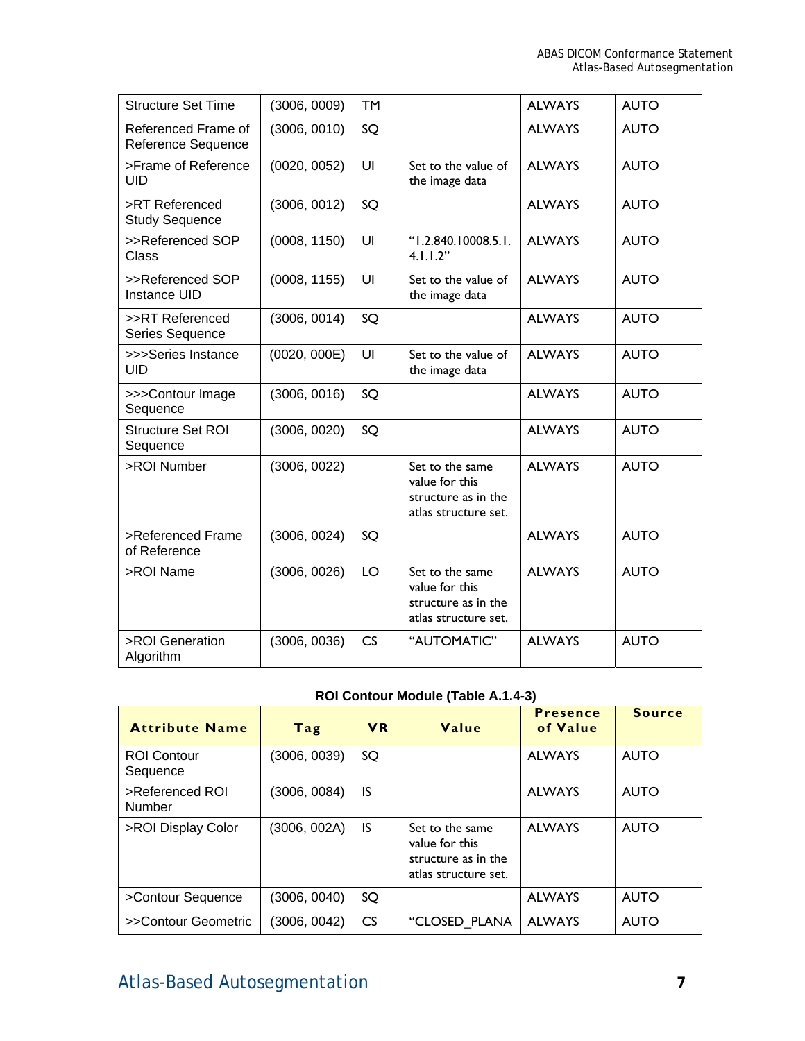| Structure Set Time | (3006, 0009) | TM | | ALWAYS | AUTO |
|---|---|---|---|---|---|
| Referenced Frame of Reference Sequence | (3006, 0010) | SQ | | ALWAYS | AUTO |
| >Frame of Reference UID | (0020, 0052) | UI | Set to the value of the image data | ALWAYS | AUTO |
| >RT Referenced Study Sequence | (3006, 0012) | SQ | | ALWAYS | AUTO |
| >>Referenced SOP Class | (0008, 1150) | UI | "1.2.840.10008.5.1.4.1.1.2" | ALWAYS | AUTO |
| >>Referenced SOP Instance UID | (0008, 1155) | UI | Set to the value of the image data | ALWAYS | AUTO |
| >>RT Referenced Series Sequence | (3006, 0014) | SQ | | ALWAYS | AUTO |
| >>>Series Instance UID | (0020, 000E) | UI | Set to the value of the image data | ALWAYS | AUTO |
| >>>Contour Image Sequence | (3006, 0016) | SQ | | ALWAYS | AUTO |
| Structure Set ROI Sequence | (3006, 0020) | SQ | | ALWAYS | AUTO |
| >ROI Number | (3006, 0022) | | Set to the same value for this structure as in the atlas structure set. | ALWAYS | AUTO |
| >Referenced Frame of Reference | (3006, 0024) | SQ | | ALWAYS | AUTO |
| >ROI Name | (3006, 0026) | LO | Set to the same value for this structure as in the atlas structure set. | ALWAYS | AUTO |
| >ROI Generation Algorithm | (3006, 0036) | CS | "AUTOMATIC" | ALWAYS | AUTO |

**ROI Contour Module (Table A.1.4-3)**

| Attribute Name | Tag | VR | Value | Presence of Value | Source |
|---|---|---|---|---|---|
| ROI Contour Sequence | (3006, 0039) | SQ | | ALWAYS | AUTO |
| >Referenced ROI Number | (3006, 0084) | IS | | ALWAYS | AUTO |
| >ROI Display Color | (3006, 002A) | IS | Set to the same value for this structure as in the atlas structure set. | ALWAYS | AUTO |
| >Contour Sequence | (3006, 0040) | SQ | | ALWAYS | AUTO |
| >>Contour Geometric | (3006, 0042) | CS | "CLOSED_PLANA | ALWAYS | AUTO |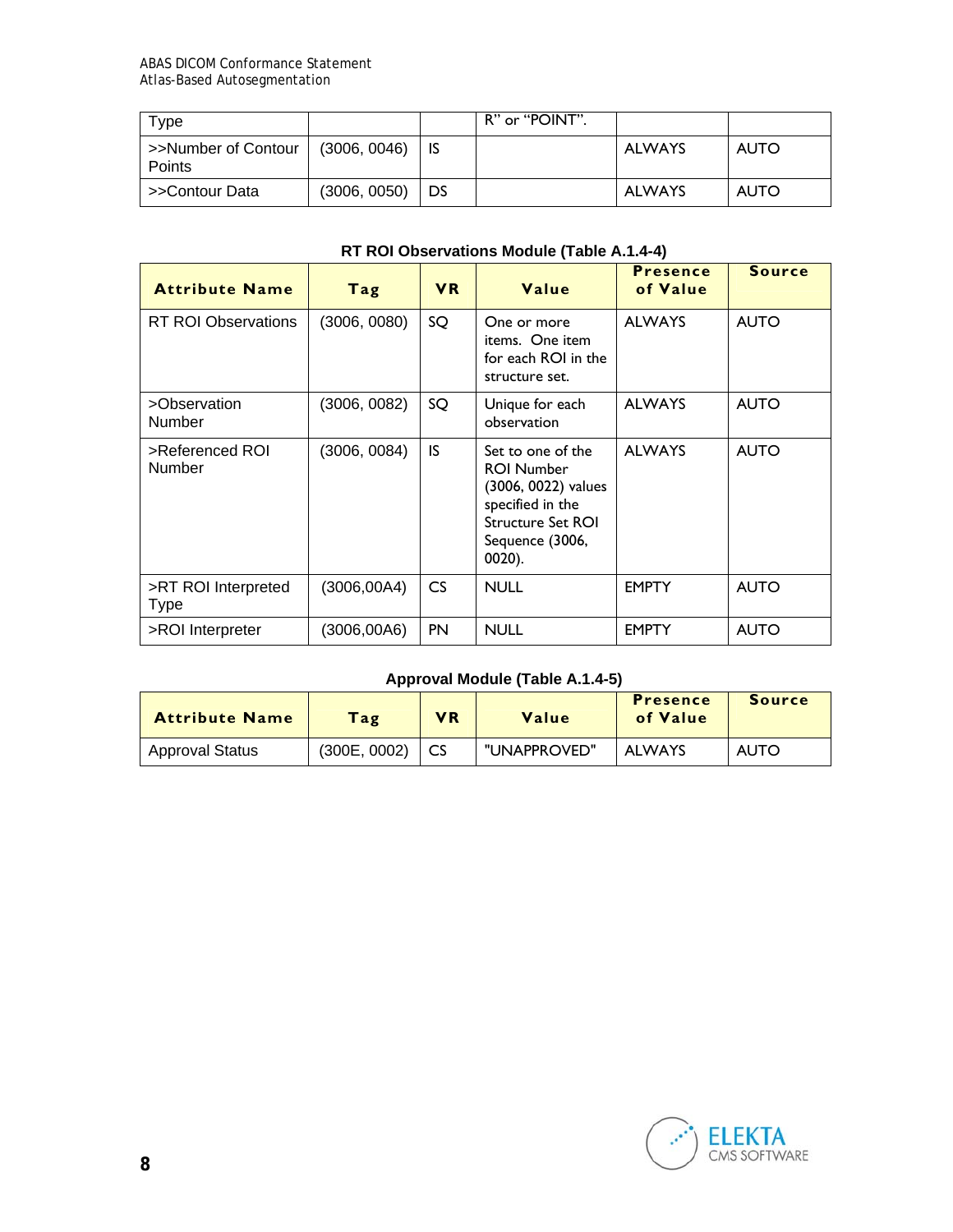| Type | | | R" or "POINT". | | |
|---|---|---|---|---|---|
| >>Number of Contour Points | (3006, 0046) | IS | | ALWAYS | AUTO |
| >>Contour Data | (3006, 0050) | DS | | ALWAYS | AUTO |

**RT ROI Observations Module (Table A.1.4-4)**

| Attribute Name | Tag | VR | Value | Presence of Value | Source |
|---|---|---|---|---|---|
| RT ROI Observations | (3006, 0080) | SQ | One or more items. One item for each ROI in the structure set. | ALWAYS | AUTO |
| >Observation Number | (3006, 0082) | SQ | Unique for each observation | ALWAYS | AUTO |
| >Referenced ROI Number | (3006, 0084) | IS | Set to one of the ROI Number (3006, 0022) values specified in the Structure Set ROI Sequence (3006, 0020). | ALWAYS | AUTO |
| >RT ROI Interpreted Type | (3006,00A4) | CS | NULL | EMPTY | AUTO |
| >ROI Interpreter | (3006,00A6) | PN | NULL | EMPTY | AUTO |

**Approval Module (Table A.1.4-5)**

| Attribute Name | Tag | VR | Value | Presence of Value | Source |
|---|---|---|---|---|---|
| Approval Status | (300E, 0002) | CS | "UNAPPROVED" | ALWAYS | AUTO |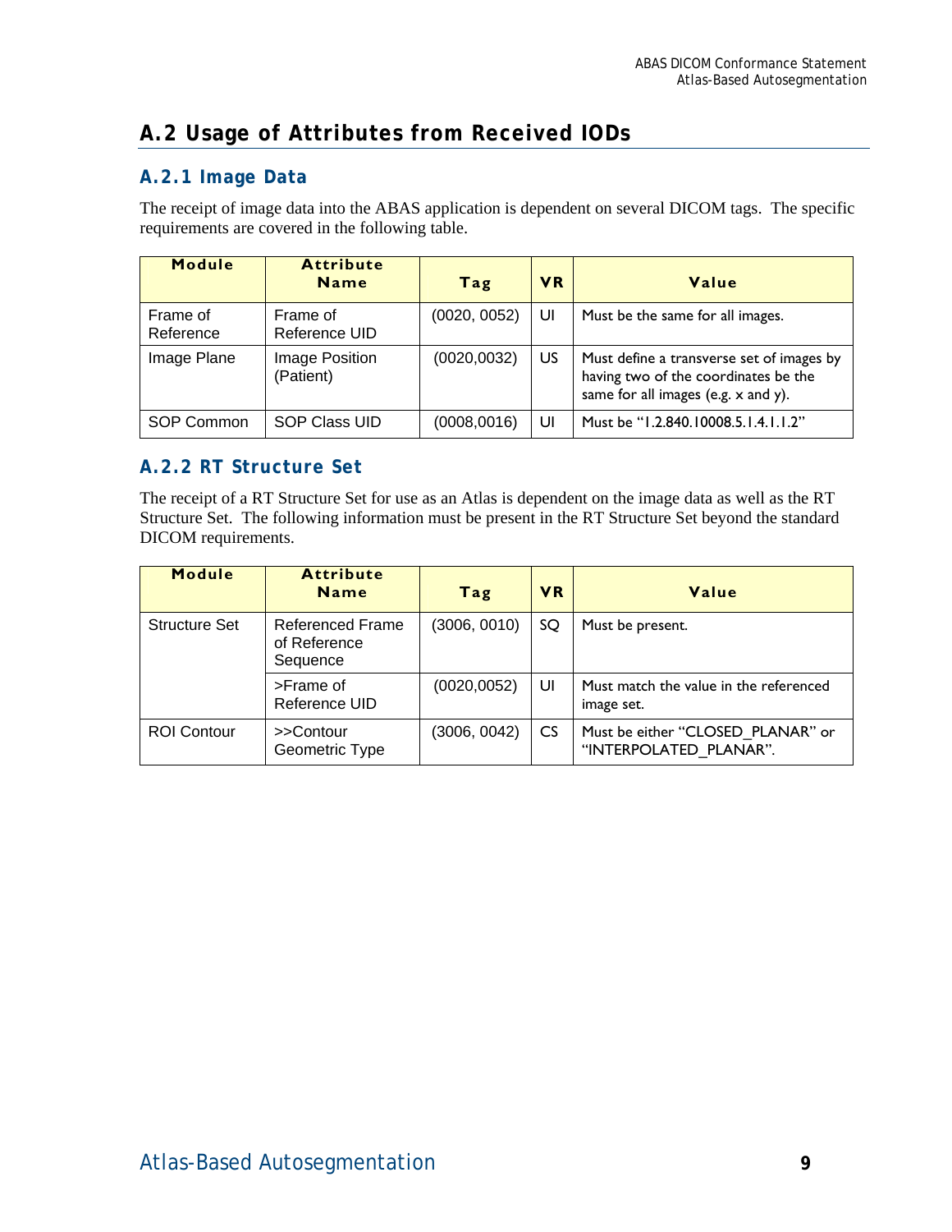## A.2 Usage of Attributes from Received IODs

### A.2.1 Image Data

The receipt of image data into the ABAS application is dependent on several DICOM tags. The specific requirements are covered in the following table.

| Module | Attribute Name | Tag | VR | Value |
|---|---|---|---|---|
| Frame of Reference | Frame of Reference UID | (0020, 0052) | UI | Must be the same for all images. |
| Image Plane | Image Position (Patient) | (0020,0032) | US | Must define a transverse set of images by having two of the coordinates be the same for all images (e.g. x and y). |
| SOP Common | SOP Class UID | (0008,0016) | UI | Must be "1.2.840.10008.5.1.4.1.1.2" |

### A.2.2 RT Structure Set

The receipt of a RT Structure Set for use as an Atlas is dependent on the image data as well as the RT Structure Set. The following information must be present in the RT Structure Set beyond the standard DICOM requirements.

| Module | Attribute Name | Tag | VR | Value |
|---|---|---|---|---|
| Structure Set | Referenced Frame of Reference Sequence | (3006, 0010) | SQ | Must be present. |
| | >Frame of Reference UID | (0020,0052) | UI | Must match the value in the referenced image set. |
| ROI Contour | >>Contour Geometric Type | (3006, 0042) | CS | Must be either "CLOSED_PLANAR" or "INTERPOLATED_PLANAR". |